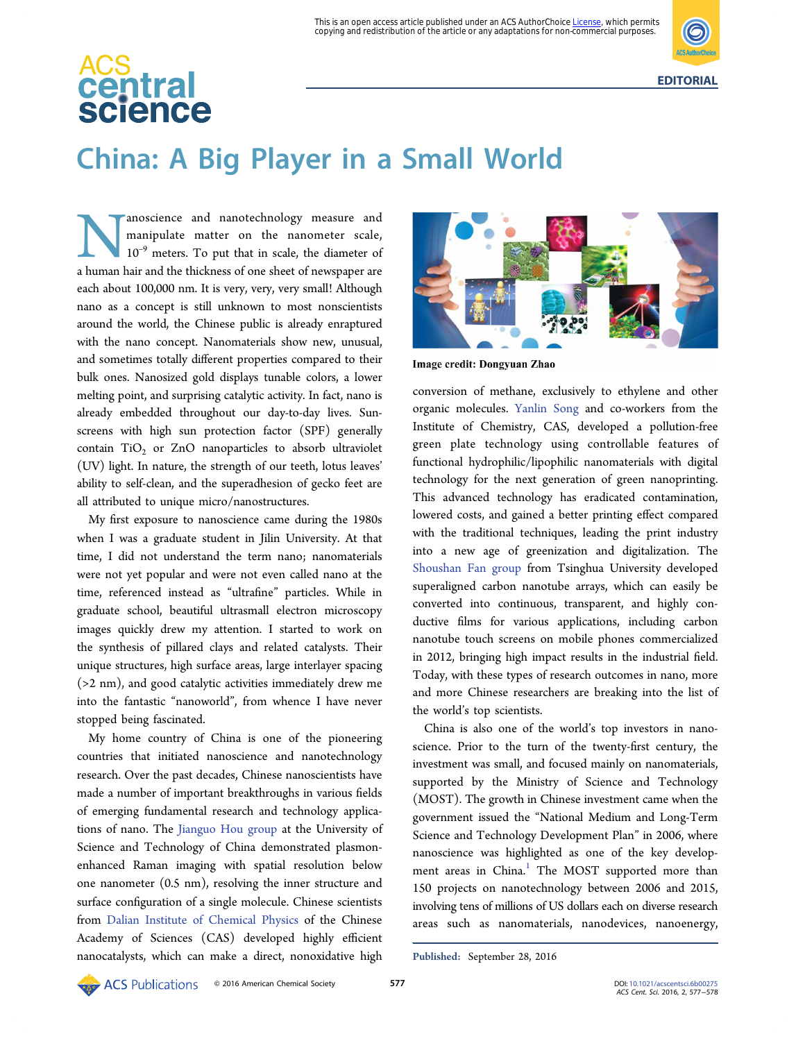# China: A Big Player in a Small World

Nanoscience and nanotechnology measure and manipulate matter on the nanometer scale, $10^{-9}$ meters. To put that in scale, the diameter of a human hair and the thickness of one sheet of newspaper are each about 100,000 nm. It is very, very, very small! Although nano as a concept is still unknown to most nonscientists around the world, the Chinese public is already enraptured with the nano concept. Nanomaterials show new, unusual, and sometimes totally different properties compared to their bulk ones. Nanosized gold displays tunable colors, a lower melting point, and surprising catalytic activity. In fact, nano is already embedded throughout our day-to-day lives. Sunscreens with high sun protection factor (SPF) generally contain $TiO_2$ or ZnO nanoparticles to absorb ultraviolet (UV) light. In nature, the strength of our teeth, lotus leaves' ability to self-clean, and the superadhesion of gecko feet are all attributed to unique micro/nanostructures.

My first exposure to nanoscience came during the 1980s when I was a graduate student in Jilin University. At that time, I did not understand the term nano; nanomaterials were not yet popular and were not even called nano at the time, referenced instead as "ultrafine" particles. While in graduate school, beautiful ultrasmall electron microscopy images quickly drew my attention. I started to work on the synthesis of pillared clays and related catalysts. Their unique structures, high surface areas, large interlayer spacing (>2 nm), and good catalytic activities immediately drew me into the fantastic "nanoworld", from whence I have never stopped being fascinated.

My home country of China is one of the pioneering countries that initiated nanoscience and nanotechnology research. Over the past decades, Chinese nanoscientists have made a number of important breakthroughs in various fields of emerging fundamental research and technology applications of nano. The Jianguo Hou group at the University of Science and Technology of China demonstrated plasmon-enhanced Raman imaging with spatial resolution below one nanometer (0.5 nm), resolving the inner structure and surface configuration of a single molecule. Chinese scientists from Dalian Institute of Chemical Physics of the Chinese Academy of Sciences (CAS) developed highly efficient nanocatalysts, which can make a direct, nonoxidative high conversion of methane, exclusively to ethylene and other organic molecules. Yanlin Song and co-workers from the Institute of Chemistry, CAS, developed a pollution-free green plate technology using controllable features of functional hydrophilic/lipophilic nanomaterials with digital technology for the next generation of green nanoprinting. This advanced technology has eradicated contamination, lowered costs, and gained a better printing effect compared with the traditional techniques, leading the print industry into a new age of greenization and digitalization. The Shoushan Fan group from Tsinghua University developed superaligned carbon nanotube arrays, which can easily be converted into continuous, transparent, and highly conductive films for various applications, including carbon nanotube touch screens on mobile phones commercialized in 2012, bringing high impact results in the industrial field. Today, with these types of research outcomes in nano, more and more Chinese researchers are breaking into the list of the world's top scientists.

Image credit: Dongyuan Zhao

China is also one of the world's top investors in nanoscience. Prior to the turn of the twenty-first century, the investment was small, and focused mainly on nanomaterials, supported by the Ministry of Science and Technology (MOST). The growth in Chinese investment came when the government issued the "National Medium and Long-Term Science and Technology Development Plan" in 2006, where nanoscience was highlighted as one of the key development areas in China.[1] The MOST supported more than 150 projects on nanotechnology between 2006 and 2015, involving tens of millions of US dollars each on diverse research areas such as nanomaterials, nanodevices, nanoenergy,

**Published:** September 28, 2016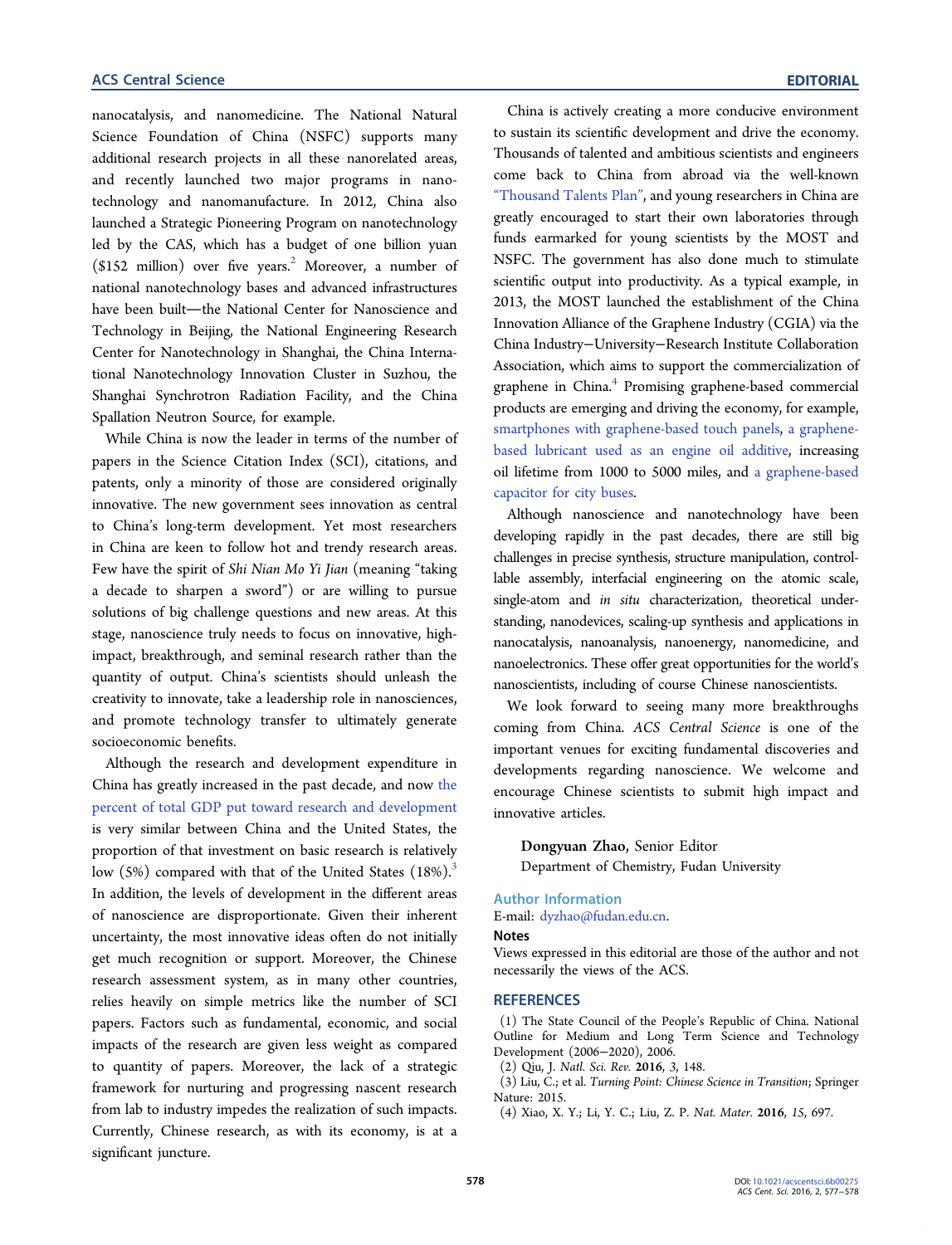nanocatalysis, and nanomedicine. The National Natural Science Foundation of China (NSFC) supports many additional research projects in all these nanorelated areas, and recently launched two major programs in nanotechnology and nanomanufacture. In 2012, China also launched a Strategic Pioneering Program on nanotechnology led by the CAS, which has a budget of one billion yuan ($152 million) over five years.[2] Moreover, a number of national nanotechnology bases and advanced infrastructures have been built—the National Center for Nanoscience and Technology in Beijing, the National Engineering Research Center for Nanotechnology in Shanghai, the China International Nanotechnology Innovation Cluster in Suzhou, the Shanghai Synchrotron Radiation Facility, and the China Spallation Neutron Source, for example.

While China is now the leader in terms of the number of papers in the Science Citation Index (SCI), citations, and patents, only a minority of those are considered originally innovative. The new government sees innovation as central to China's long-term development. Yet most researchers in China are keen to follow hot and trendy research areas. Few have the spirit of *Shi Nian Mo Yi Jian* (meaning "taking a decade to sharpen a sword") or are willing to pursue solutions of big challenge questions and new areas. At this stage, nanoscience truly needs to focus on innovative, high-impact, breakthrough, and seminal research rather than the quantity of output. China's scientists should unleash the creativity to innovate, take a leadership role in nanosciences, and promote technology transfer to ultimately generate socioeconomic benefits.

Although the research and development expenditure in China has greatly increased in the past decade, and now the percent of total GDP put toward research and development is very similar between China and the United States, the proportion of that investment on basic research is relatively low (5%) compared with that of the United States (18%).[3] In addition, the levels of development in the different areas of nanoscience are disproportionate. Given their inherent uncertainty, the most innovative ideas often do not initially get much recognition or support. Moreover, the Chinese research assessment system, as in many other countries, relies heavily on simple metrics like the number of SCI papers. Factors such as fundamental, economic, and social impacts of the research are given less weight as compared to quantity of papers. Moreover, the lack of a strategic framework for nurturing and progressing nascent research from lab to industry impedes the realization of such impacts. Currently, Chinese research, as with its economy, is at a significant juncture.

China is actively creating a more conducive environment to sustain its scientific development and drive the economy. Thousands of talented and ambitious scientists and engineers come back to China from abroad via the well-known "Thousand Talents Plan", and young researchers in China are greatly encouraged to start their own laboratories through funds earmarked for young scientists by the MOST and NSFC. The government has also done much to stimulate scientific output into productivity. As a typical example, in 2013, the MOST launched the establishment of the China Innovation Alliance of the Graphene Industry (CGIA) via the China Industry−University−Research Institute Collaboration Association, which aims to support the commercialization of graphene in China.[4] Promising graphene-based commercial products are emerging and driving the economy, for example, smartphones with graphene-based touch panels, a graphene-based lubricant used as an engine oil additive, increasing oil lifetime from 1000 to 5000 miles, and a graphene-based capacitor for city buses.

Although nanoscience and nanotechnology have been developing rapidly in the past decades, there are still big challenges in precise synthesis, structure manipulation, controllable assembly, interfacial engineering on the atomic scale, single-atom and *in situ* characterization, theoretical understanding, nanodevices, scaling-up synthesis and applications in nanocatalysis, nanoanalysis, nanoenergy, nanomedicine, and nanoelectronics. These offer great opportunities for the world's nanoscientists, including of course Chinese nanoscientists.

We look forward to seeing many more breakthroughs coming from China. *ACS Central Science* is one of the important venues for exciting fundamental discoveries and developments regarding nanoscience. We welcome and encourage Chinese scientists to submit high impact and innovative articles.

**Dongyuan Zhao**, Senior Editor
Department of Chemistry, Fudan University

## Author Information

E-mail: dyzhao@fudan.edu.cn.

### Notes

Views expressed in this editorial are those of the author and not necessarily the views of the ACS.

## REFERENCES

(1) The State Council of the People's Republic of China. National Outline for Medium and Long Term Science and Technology Development (2006−2020), 2006.

(2) Qiu, J. *Natl. Sci. Rev.* **2016**, 3, 148.

(3) Liu, C.; et al. *Turning Point: Chinese Science in Transition*; Springer Nature: 2015.

(4) Xiao, X. Y.; Li, Y. C.; Liu, Z. P. *Nat. Mater.* **2016**, *15*, 697.